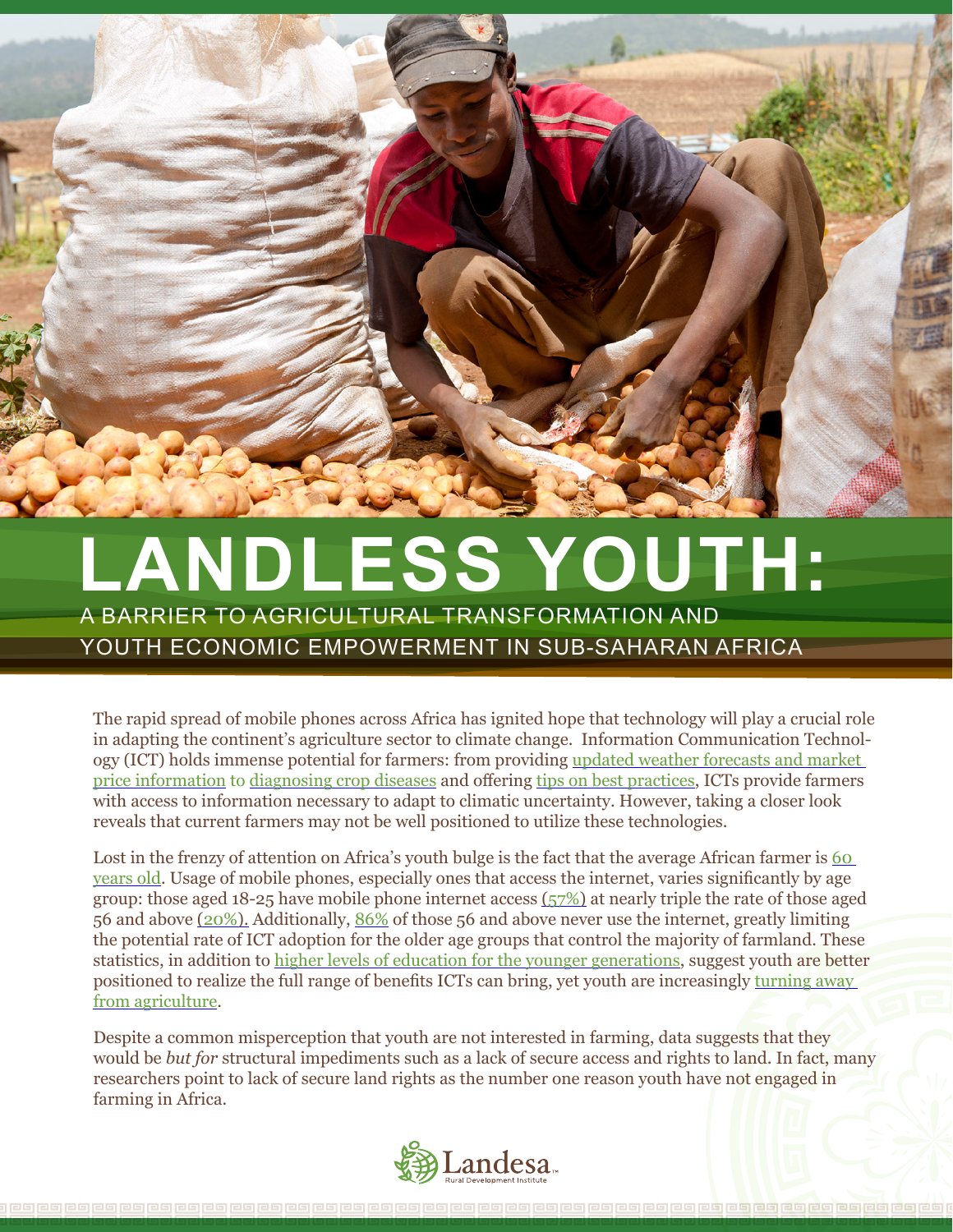# LANDLESS YOUTH:

## A BARRIER TO AGRICULTURAL TRANSFORMATION AND YOUTH ECONOMIC EMPOWERMENT IN SUB-SAHARAN AFRICA

The rapid spread of mobile phones across Africa has ignited hope that technology will play a crucial role in adapting the continent's agriculture sector to climate change. Information Communication Technology (ICT) holds immense potential for farmers: from providing updated weather forecasts and market price information to diagnosing crop diseases and offering tips on best practices, ICTs provide farmers with access to information necessary to adapt to climatic uncertainty. However, taking a closer look reveals that current farmers may not be well positioned to utilize these technologies.

Lost in the frenzy of attention on Africa's youth bulge is the fact that the average African farmer is 60 years old. Usage of mobile phones, especially ones that access the internet, varies significantly by age group: those aged 18-25 have mobile phone internet access (57%) at nearly triple the rate of those aged 56 and above (20%). Additionally, 86% of those 56 and above never use the internet, greatly limiting the potential rate of ICT adoption for the older age groups that control the majority of farmland. These statistics, in addition to higher levels of education for the younger generations, suggest youth are better positioned to realize the full range of benefits ICTs can bring, yet youth are increasingly turning away from agriculture.

Despite a common misperception that youth are not interested in farming, data suggests that they would be *but for* structural impediments such as a lack of secure access and rights to land. In fact, many researchers point to lack of secure land rights as the number one reason youth have not engaged in farming in Africa.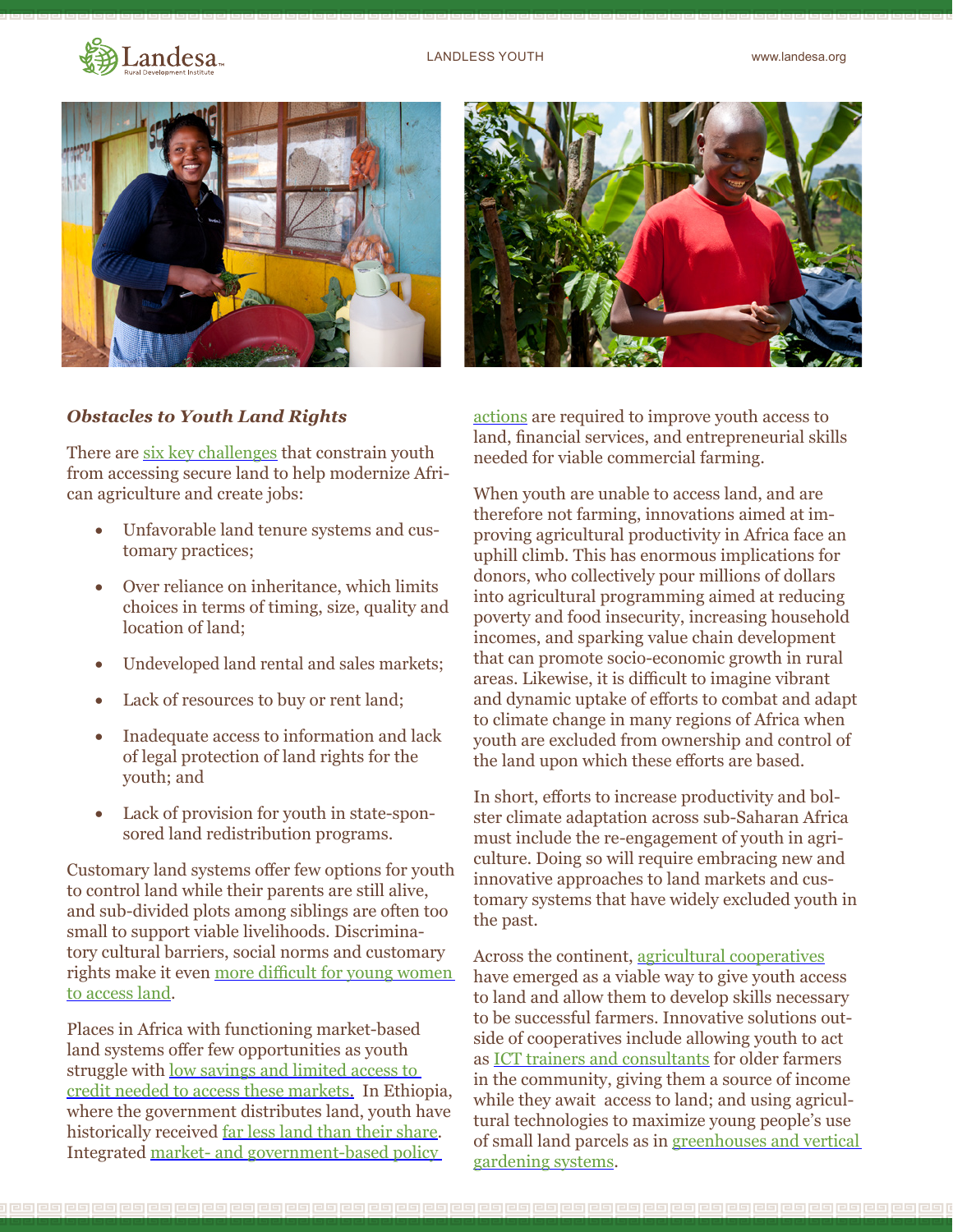### *Obstacles to Youth Land Rights*

There are six key challenges that constrain youth from accessing secure land to help modernize African agriculture and create jobs:

- Unfavorable land tenure systems and customary practices;
- Over reliance on inheritance, which limits choices in terms of timing, size, quality and location of land;
- Undeveloped land rental and sales markets;
- Lack of resources to buy or rent land;
- Inadequate access to information and lack of legal protection of land rights for the youth; and
- Lack of provision for youth in state-sponsored land redistribution programs.

Customary land systems offer few options for youth to control land while their parents are still alive, and sub-divided plots among siblings are often too small to support viable livelihoods. Discriminatory cultural barriers, social norms and customary rights make it even more difficult for young women to access land.

Places in Africa with functioning market-based land systems offer few opportunities as youth struggle with low savings and limited access to credit needed to access these markets. In Ethiopia, where the government distributes land, youth have historically received far less land than their share. Integrated market- and government-based policy actions are required to improve youth access to land, financial services, and entrepreneurial skills needed for viable commercial farming.

When youth are unable to access land, and are therefore not farming, innovations aimed at improving agricultural productivity in Africa face an uphill climb. This has enormous implications for donors, who collectively pour millions of dollars into agricultural programming aimed at reducing poverty and food insecurity, increasing household incomes, and sparking value chain development that can promote socio-economic growth in rural areas. Likewise, it is difficult to imagine vibrant and dynamic uptake of efforts to combat and adapt to climate change in many regions of Africa when youth are excluded from ownership and control of the land upon which these efforts are based.

In short, efforts to increase productivity and bolster climate adaptation across sub-Saharan Africa must include the re-engagement of youth in agriculture. Doing so will require embracing new and innovative approaches to land markets and customary systems that have widely excluded youth in the past.

Across the continent, agricultural cooperatives have emerged as a viable way to give youth access to land and allow them to develop skills necessary to be successful farmers. Innovative solutions outside of cooperatives include allowing youth to act as ICT trainers and consultants for older farmers in the community, giving them a source of income while they await access to land; and using agricultural technologies to maximize young people's use of small land parcels as in greenhouses and vertical gardening systems.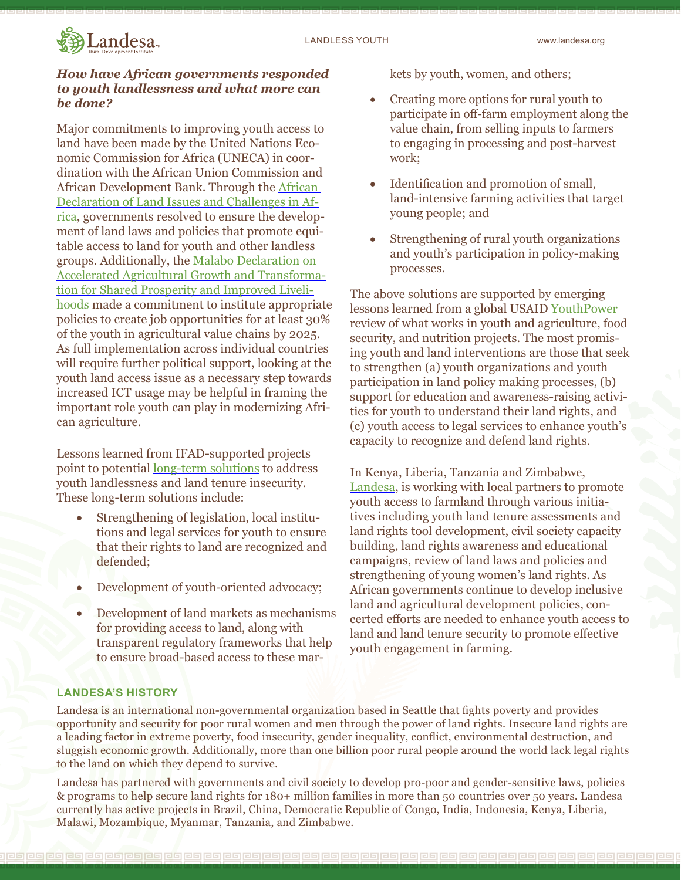***How have African governments responded to youth landlessness and what more can be done?***

Major commitments to improving youth access to land have been made by the United Nations Economic Commission for Africa (UNECA) in coordination with the African Union Commission and African Development Bank. Through the African Declaration of Land Issues and Challenges in Africa, governments resolved to ensure the development of land laws and policies that promote equitable access to land for youth and other landless groups. Additionally, the Malabo Declaration on Accelerated Agricultural Growth and Transformation for Shared Prosperity and Improved Livelihoods made a commitment to institute appropriate policies to create job opportunities for at least 30% of the youth in agricultural value chains by 2025. As full implementation across individual countries will require further political support, looking at the youth land access issue as a necessary step towards increased ICT usage may be helpful in framing the important role youth can play in modernizing African agriculture.

Lessons learned from IFAD-supported projects point to potential long-term solutions to address youth landlessness and land tenure insecurity. These long-term solutions include:

- Strengthening of legislation, local institutions and legal services for youth to ensure that their rights to land are recognized and defended;
- Development of youth-oriented advocacy;
- Development of land markets as mechanisms for providing access to land, along with transparent regulatory frameworks that help to ensure broad-based access to these markets by youth, women, and others;
- Creating more options for rural youth to participate in off-farm employment along the value chain, from selling inputs to farmers to engaging in processing and post-harvest work;
- Identification and promotion of small, land-intensive farming activities that target young people; and
- Strengthening of rural youth organizations and youth's participation in policy-making processes.

The above solutions are supported by emerging lessons learned from a global USAID YouthPower review of what works in youth and agriculture, food security, and nutrition projects. The most promising youth and land interventions are those that seek to strengthen (a) youth organizations and youth participation in land policy making processes, (b) support for education and awareness-raising activities for youth to understand their land rights, and (c) youth access to legal services to enhance youth's capacity to recognize and defend land rights.

In Kenya, Liberia, Tanzania and Zimbabwe, Landesa, is working with local partners to promote youth access to farmland through various initiatives including youth land tenure assessments and land rights tool development, civil society capacity building, land rights awareness and educational campaigns, review of land laws and policies and strengthening of young women's land rights. As African governments continue to develop inclusive land and agricultural development policies, concerted efforts are needed to enhance youth access to land and land tenure security to promote effective youth engagement in farming.

## LANDESA'S HISTORY

Landesa is an international non-governmental organization based in Seattle that fights poverty and provides opportunity and security for poor rural women and men through the power of land rights. Insecure land rights are a leading factor in extreme poverty, food insecurity, gender inequality, conflict, environmental destruction, and sluggish economic growth. Additionally, more than one billion poor rural people around the world lack legal rights to the land on which they depend to survive.

Landesa has partnered with governments and civil society to develop pro-poor and gender-sensitive laws, policies & programs to help secure land rights for 180+ million families in more than 50 countries over 50 years. Landesa currently has active projects in Brazil, China, Democratic Republic of Congo, India, Indonesia, Kenya, Liberia, Malawi, Mozambique, Myanmar, Tanzania, and Zimbabwe.